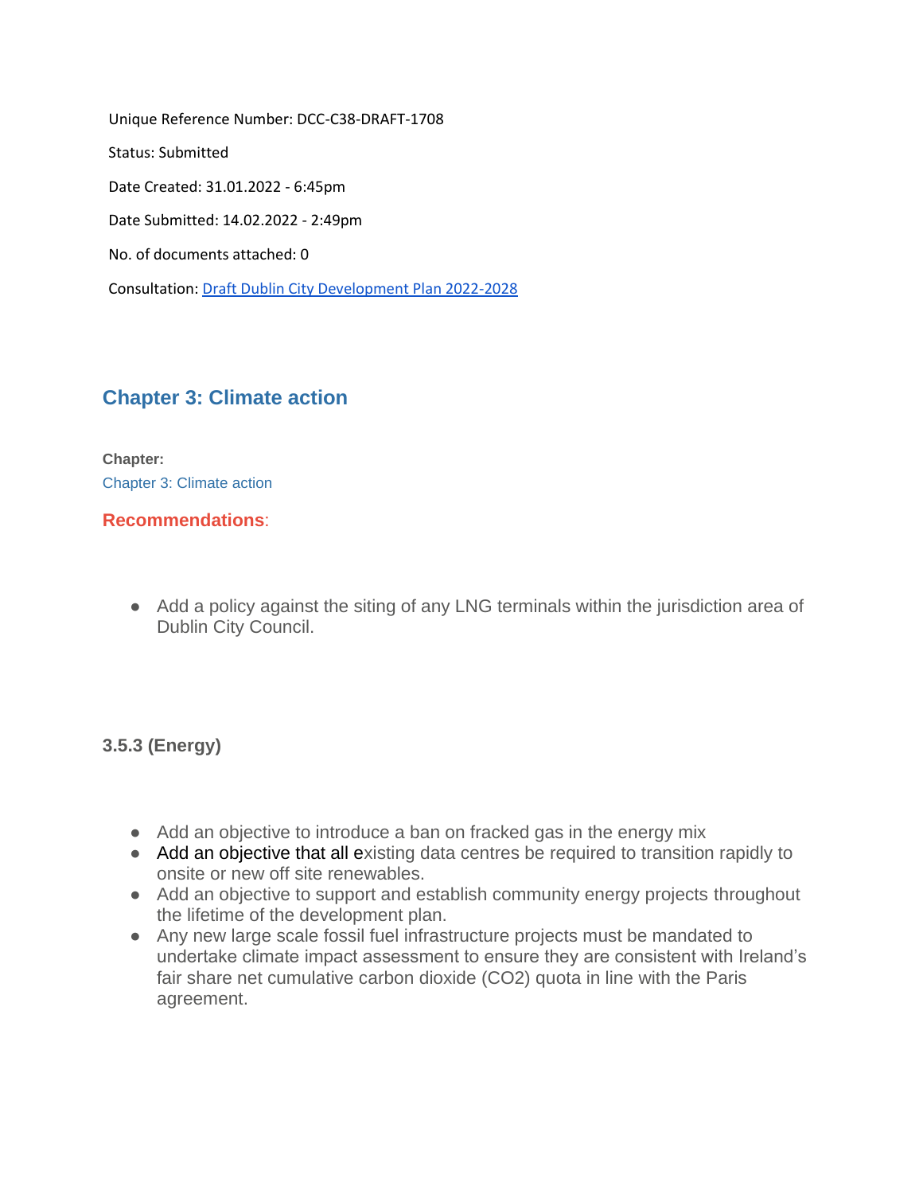Unique Reference Number: DCC-C38-DRAFT-1708

Status: Submitted

Date Created: 31.01.2022 - 6:45pm

Date Submitted: 14.02.2022 - 2:49pm

No. of documents attached: 0

Consultation: [Draft Dublin City Development Plan 2022-2028]

## Chapter 3: Climate action

**Chapter:**

Chapter 3: Climate action

**Recommendations**:

- Add a policy against the siting of any LNG terminals within the jurisdiction area of Dublin City Council.

### 3.5.3 (Energy)

- Add an objective to introduce a ban on fracked gas in the energy mix
- Add an objective that all existing data centres be required to transition rapidly to onsite or new off site renewables.
- Add an objective to support and establish community energy projects throughout the lifetime of the development plan.
- Any new large scale fossil fuel infrastructure projects must be mandated to undertake climate impact assessment to ensure they are consistent with Ireland's fair share net cumulative carbon dioxide ($CO_2$) quota in line with the Paris agreement.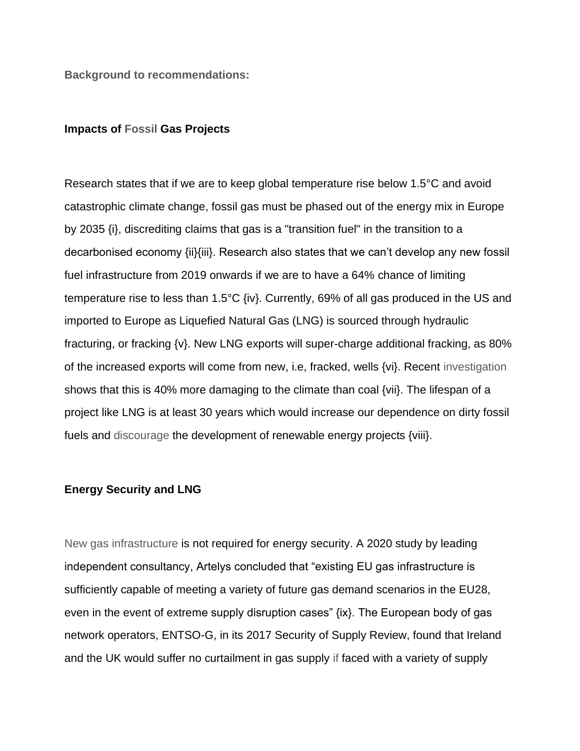**Background to recommendations:**

**Impacts of Fossil Gas Projects**

Research states that if we are to keep global temperature rise below 1.5°C and avoid catastrophic climate change, fossil gas must be phased out of the energy mix in Europe by 2035 {i}, discrediting claims that gas is a "transition fuel" in the transition to a decarbonised economy {ii}{iii}. Research also states that we can't develop any new fossil fuel infrastructure from 2019 onwards if we are to have a 64% chance of limiting temperature rise to less than 1.5°C {iv}. Currently, 69% of all gas produced in the US and imported to Europe as Liquefied Natural Gas (LNG) is sourced through hydraulic fracturing, or fracking {v}. New LNG exports will super-charge additional fracking, as 80% of the increased exports will come from new, i.e, fracked, wells {vi}. Recent investigation shows that this is 40% more damaging to the climate than coal {vii}. The lifespan of a project like LNG is at least 30 years which would increase our dependence on dirty fossil fuels and discourage the development of renewable energy projects {viii}.

**Energy Security and LNG**

New gas infrastructure is not required for energy security. A 2020 study by leading independent consultancy, Artelys concluded that "existing EU gas infrastructure is sufficiently capable of meeting a variety of future gas demand scenarios in the EU28, even in the event of extreme supply disruption cases" {ix}. The European body of gas network operators, ENTSO-G, in its 2017 Security of Supply Review, found that Ireland and the UK would suffer no curtailment in gas supply if faced with a variety of supply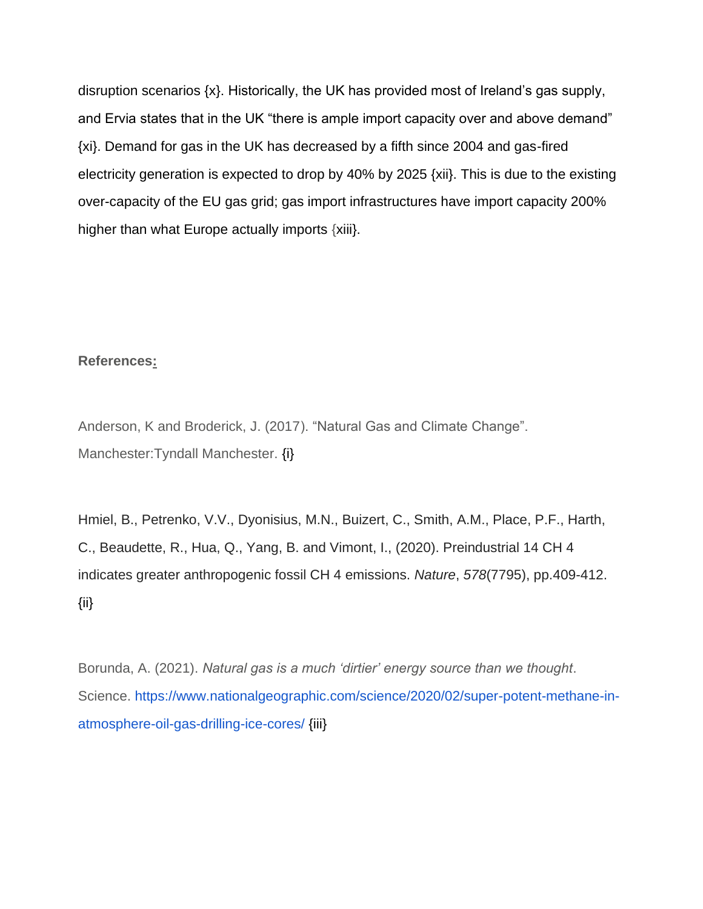disruption scenarios {x}. Historically, the UK has provided most of Ireland's gas supply, and Ervia states that in the UK "there is ample import capacity over and above demand" {xi}. Demand for gas in the UK has decreased by a fifth since 2004 and gas-fired electricity generation is expected to drop by 40% by 2025 {xii}. This is due to the existing over-capacity of the EU gas grid; gas import infrastructures have import capacity 200% higher than what Europe actually imports {xiii}.

**References:**

Anderson, K and Broderick, J. (2017). "Natural Gas and Climate Change". Manchester:Tyndall Manchester. {i}

Hmiel, B., Petrenko, V.V., Dyonisius, M.N., Buizert, C., Smith, A.M., Place, P.F., Harth, C., Beaudette, R., Hua, Q., Yang, B. and Vimont, I., (2020). Preindustrial 14 CH 4 indicates greater anthropogenic fossil CH 4 emissions. *Nature*, *578*(7795), pp.409-412. {ii}

Borunda, A. (2021). *Natural gas is a much 'dirtier' energy source than we thought*. Science. https://www.nationalgeographic.com/science/2020/02/super-potent-methane-in-atmosphere-oil-gas-drilling-ice-cores/ {iii}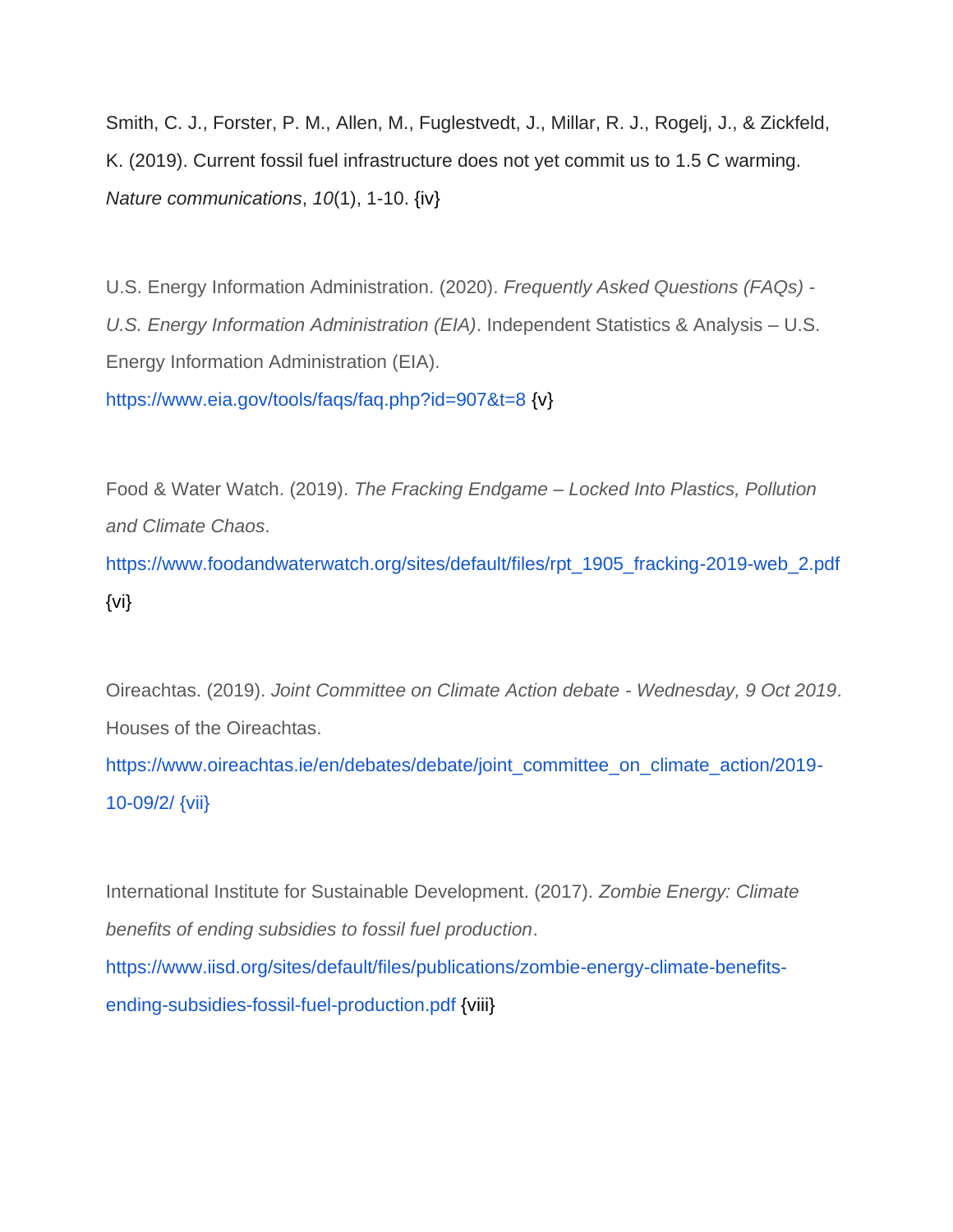Smith, C. J., Forster, P. M., Allen, M., Fuglestvedt, J., Millar, R. J., Rogelj, J., & Zickfeld, K. (2019). Current fossil fuel infrastructure does not yet commit us to 1.5 C warming. *Nature communications*, *10*(1), 1-10. {iv}

U.S. Energy Information Administration. (2020). *Frequently Asked Questions (FAQs) - U.S. Energy Information Administration (EIA)*. Independent Statistics & Analysis – U.S. Energy Information Administration (EIA). https://www.eia.gov/tools/faqs/faq.php?id=907&t=8 {v}

Food & Water Watch. (2019). *The Fracking Endgame – Locked Into Plastics, Pollution and Climate Chaos*. https://www.foodandwaterwatch.org/sites/default/files/rpt_1905_fracking-2019-web_2.pdf {vi}

Oireachtas. (2019). *Joint Committee on Climate Action debate - Wednesday, 9 Oct 2019*. Houses of the Oireachtas. https://www.oireachtas.ie/en/debates/debate/joint_committee_on_climate_action/2019-10-09/2/ {vii}

International Institute for Sustainable Development. (2017). *Zombie Energy: Climate benefits of ending subsidies to fossil fuel production*. https://www.iisd.org/sites/default/files/publications/zombie-energy-climate-benefits-ending-subsidies-fossil-fuel-production.pdf {viii}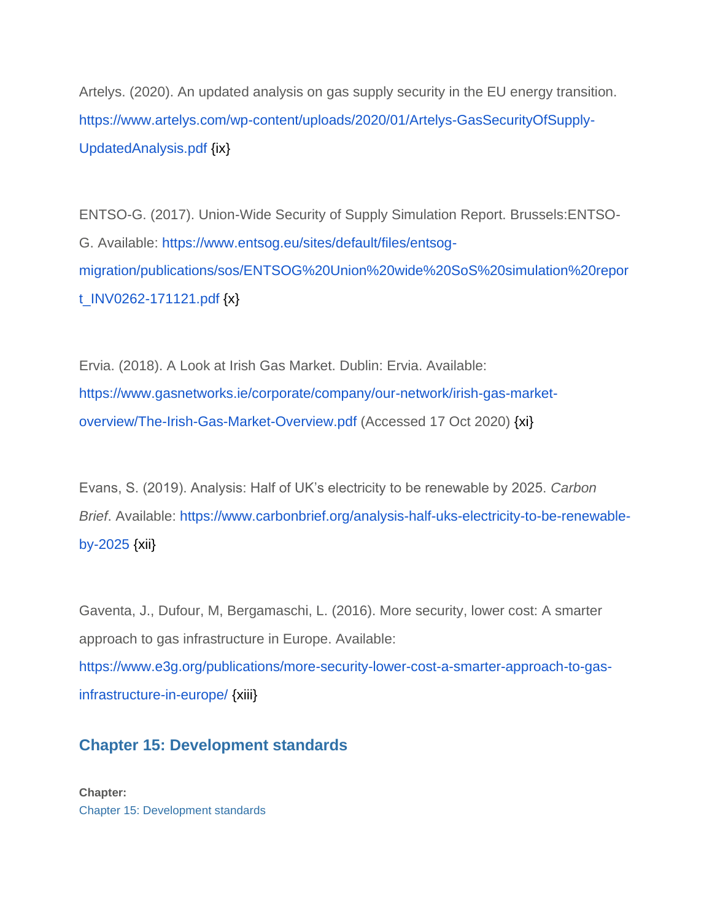Artelys. (2020). An updated analysis on gas supply security in the EU energy transition. https://www.artelys.com/wp-content/uploads/2020/01/Artelys-GasSecurityOfSupply-UpdatedAnalysis.pdf {ix}

ENTSO-G. (2017). Union-Wide Security of Supply Simulation Report. Brussels:ENTSO-G. Available: https://www.entsog.eu/sites/default/files/entsog-migration/publications/sos/ENTSOG%20Union%20wide%20SoS%20simulation%20report_INV0262-171121.pdf {x}

Ervia. (2018). A Look at Irish Gas Market. Dublin: Ervia. Available: https://www.gasnetworks.ie/corporate/company/our-network/irish-gas-market-overview/The-Irish-Gas-Market-Overview.pdf (Accessed 17 Oct 2020) {xi}

Evans, S. (2019). Analysis: Half of UK's electricity to be renewable by 2025. *Carbon Brief*. Available: https://www.carbonbrief.org/analysis-half-uks-electricity-to-be-renewable-by-2025 {xii}

Gaventa, J., Dufour, M, Bergamaschi, L. (2016). More security, lower cost: A smarter approach to gas infrastructure in Europe. Available: https://www.e3g.org/publications/more-security-lower-cost-a-smarter-approach-to-gas-infrastructure-in-europe/ {xiii}

## Chapter 15: Development standards

**Chapter:**
Chapter 15: Development standards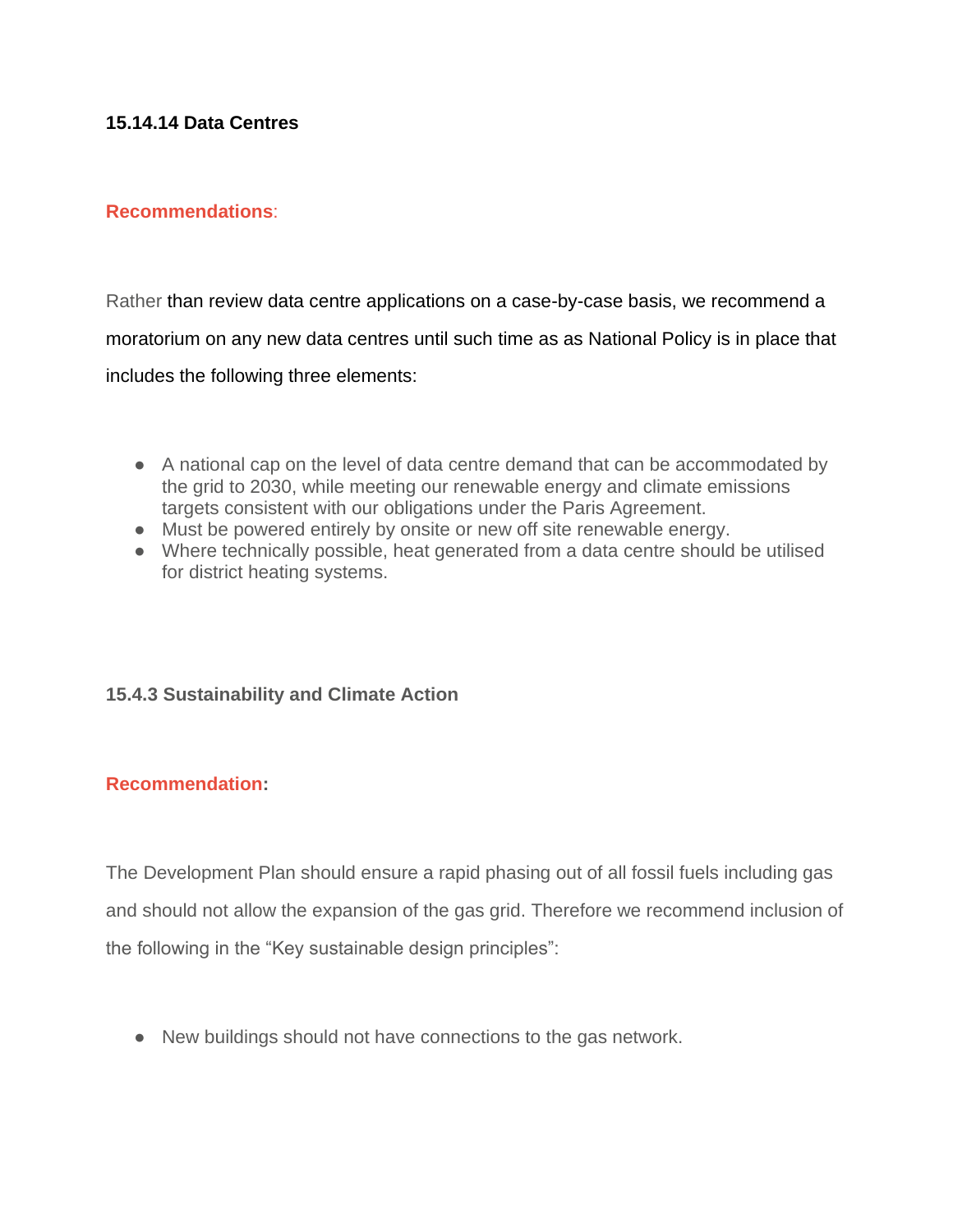**15.14.14 Data Centres**

**Recommendations**:

Rather than review data centre applications on a case-by-case basis, we recommend a moratorium on any new data centres until such time as as National Policy is in place that includes the following three elements:

- A national cap on the level of data centre demand that can be accommodated by the grid to 2030, while meeting our renewable energy and climate emissions targets consistent with our obligations under the Paris Agreement.
- Must be powered entirely by onsite or new off site renewable energy.
- Where technically possible, heat generated from a data centre should be utilised for district heating systems.

**15.4.3 Sustainability and Climate Action**

**Recommendation:**

The Development Plan should ensure a rapid phasing out of all fossil fuels including gas and should not allow the expansion of the gas grid. Therefore we recommend inclusion of the following in the "Key sustainable design principles":

- New buildings should not have connections to the gas network.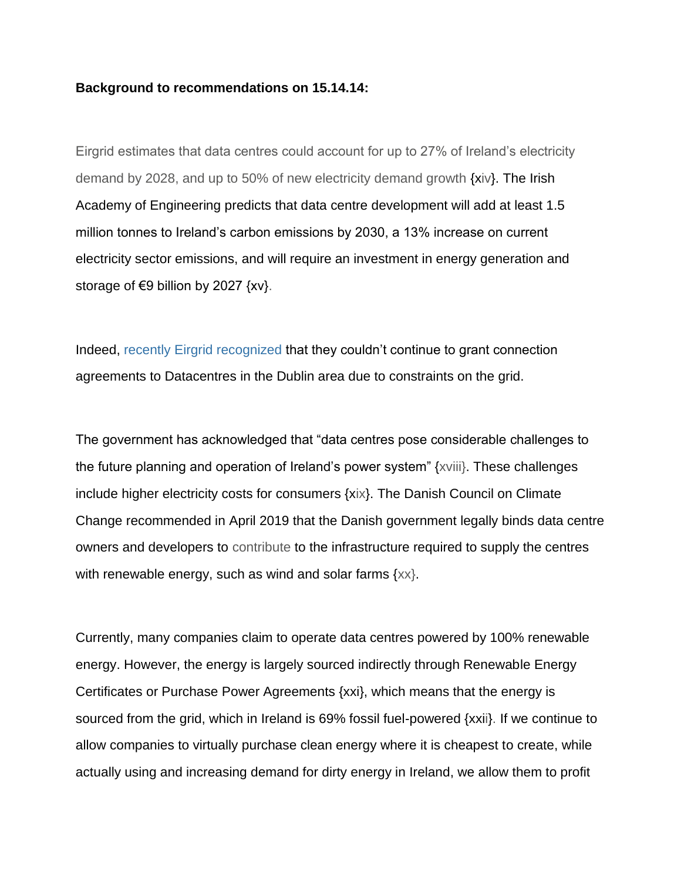**Background to recommendations on 15.14.14:**

Eirgrid estimates that data centres could account for up to 27% of Ireland's electricity demand by 2028, and up to 50% of new electricity demand growth {xiv}. The Irish Academy of Engineering predicts that data centre development will add at least 1.5 million tonnes to Ireland's carbon emissions by 2030, a 13% increase on current electricity sector emissions, and will require an investment in energy generation and storage of €9 billion by 2027 {xv}.

Indeed, recently Eirgrid recognized that they couldn't continue to grant connection agreements to Datacentres in the Dublin area due to constraints on the grid.

The government has acknowledged that "data centres pose considerable challenges to the future planning and operation of Ireland's power system" {xviii}. These challenges include higher electricity costs for consumers {xix}. The Danish Council on Climate Change recommended in April 2019 that the Danish government legally binds data centre owners and developers to contribute to the infrastructure required to supply the centres with renewable energy, such as wind and solar farms {xx}.

Currently, many companies claim to operate data centres powered by 100% renewable energy. However, the energy is largely sourced indirectly through Renewable Energy Certificates or Purchase Power Agreements {xxi}, which means that the energy is sourced from the grid, which in Ireland is 69% fossil fuel-powered {xxii}. If we continue to allow companies to virtually purchase clean energy where it is cheapest to create, while actually using and increasing demand for dirty energy in Ireland, we allow them to profit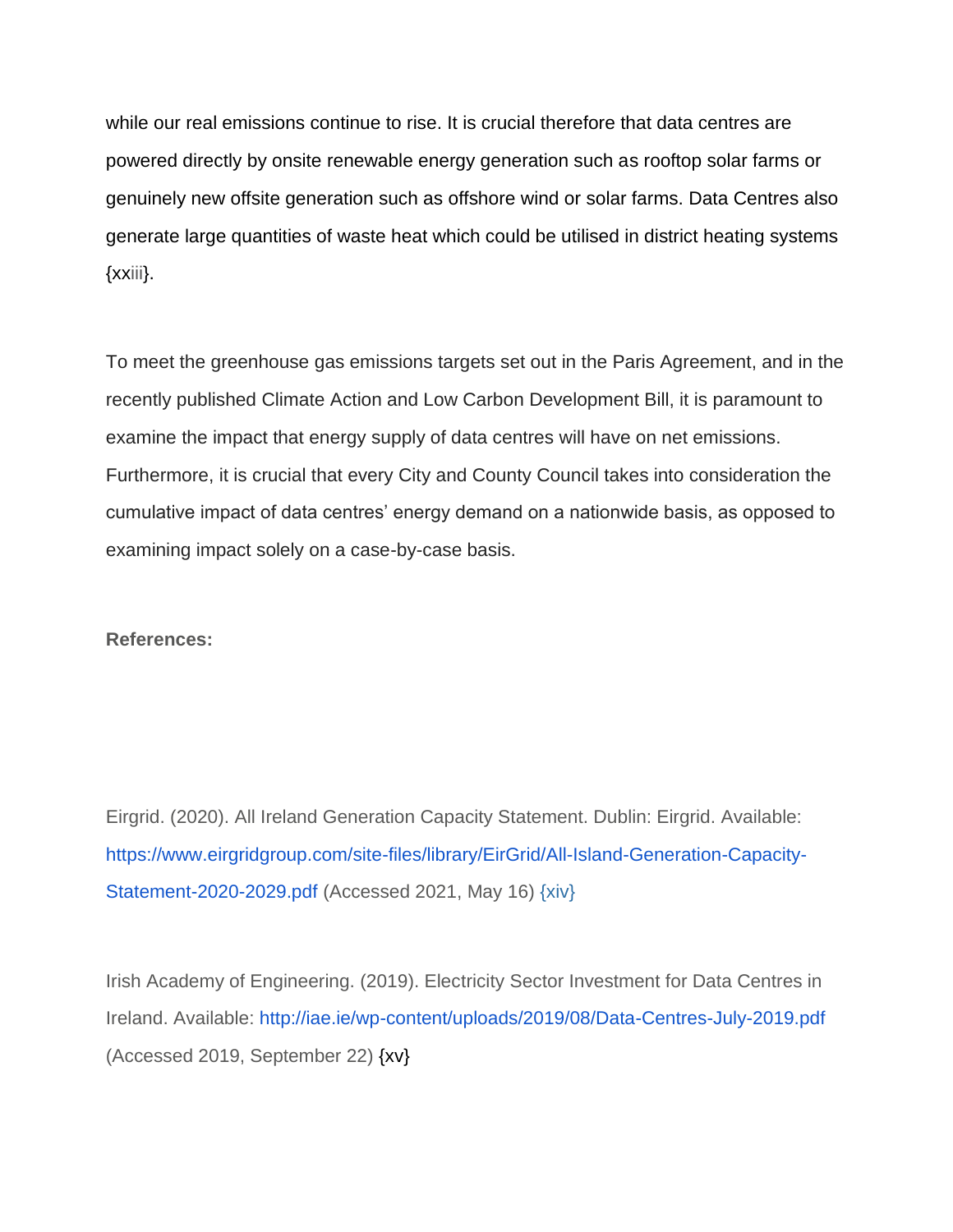while our real emissions continue to rise. It is crucial therefore that data centres are powered directly by onsite renewable energy generation such as rooftop solar farms or genuinely new offsite generation such as offshore wind or solar farms. Data Centres also generate large quantities of waste heat which could be utilised in district heating systems {xxiii}.

To meet the greenhouse gas emissions targets set out in the Paris Agreement, and in the recently published Climate Action and Low Carbon Development Bill, it is paramount to examine the impact that energy supply of data centres will have on net emissions. Furthermore, it is crucial that every City and County Council takes into consideration the cumulative impact of data centres' energy demand on a nationwide basis, as opposed to examining impact solely on a case-by-case basis.

**References:**

Eirgrid. (2020). All Ireland Generation Capacity Statement. Dublin: Eirgrid. Available: https://www.eirgridgroup.com/site-files/library/EirGrid/All-Island-Generation-Capacity-Statement-2020-2029.pdf (Accessed 2021, May 16) {xiv}

Irish Academy of Engineering. (2019). Electricity Sector Investment for Data Centres in Ireland. Available: http://iae.ie/wp-content/uploads/2019/08/Data-Centres-July-2019.pdf (Accessed 2019, September 22) {xv}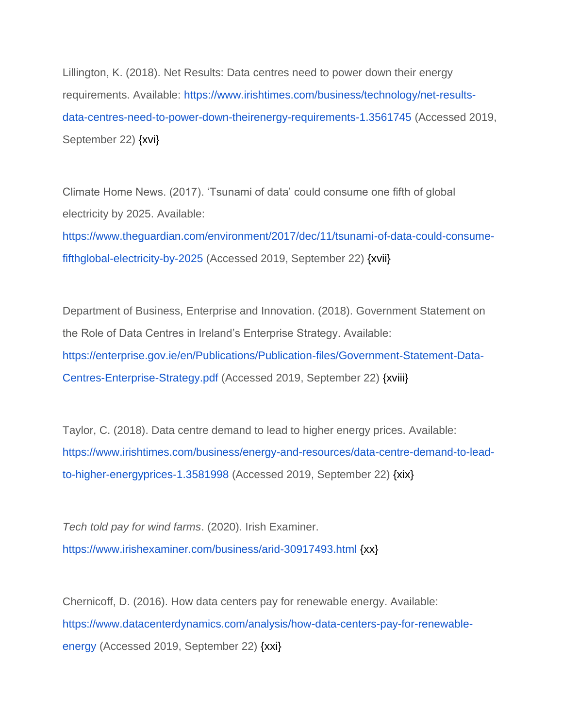Lillington, K. (2018). Net Results: Data centres need to power down their energy requirements. Available: https://www.irishtimes.com/business/technology/net-results-data-centres-need-to-power-down-theirenergy-requirements-1.3561745 (Accessed 2019, September 22) {xvi}

Climate Home News. (2017). 'Tsunami of data' could consume one fifth of global electricity by 2025. Available: https://www.theguardian.com/environment/2017/dec/11/tsunami-of-data-could-consume-fifthglobal-electricity-by-2025 (Accessed 2019, September 22) {xvii}

Department of Business, Enterprise and Innovation. (2018). Government Statement on the Role of Data Centres in Ireland's Enterprise Strategy. Available: https://enterprise.gov.ie/en/Publications/Publication-files/Government-Statement-Data-Centres-Enterprise-Strategy.pdf (Accessed 2019, September 22) {xviii}

Taylor, C. (2018). Data centre demand to lead to higher energy prices. Available: https://www.irishtimes.com/business/energy-and-resources/data-centre-demand-to-lead-to-higher-energyprices-1.3581998 (Accessed 2019, September 22) {xix}

*Tech told pay for wind farms*. (2020). Irish Examiner. https://www.irishexaminer.com/business/arid-30917493.html {xx}

Chernicoff, D. (2016). How data centers pay for renewable energy. Available: https://www.datacenterdynamics.com/analysis/how-data-centers-pay-for-renewable-energy (Accessed 2019, September 22) {xxi}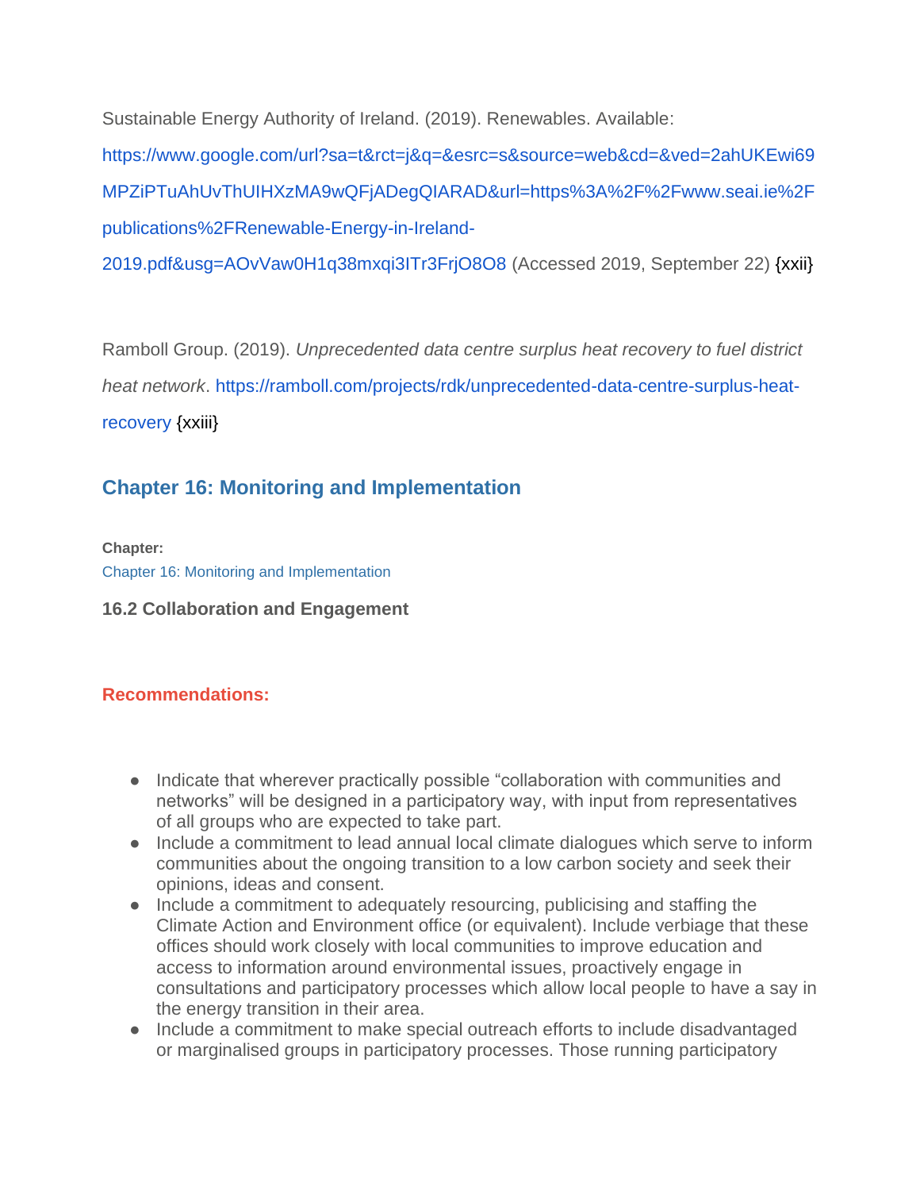Sustainable Energy Authority of Ireland. (2019). Renewables. Available: https://www.google.com/url?sa=t&rct=j&q=&esrc=s&source=web&cd=&ved=2ahUKEwi69MPZiPTuAhUvThUIHXzMA9wQFjADegQIARAD&url=https%3A%2F%2Fwww.seai.ie%2Fpublications%2FRenewable-Energy-in-Ireland-2019.pdf&usg=AOvVaw0H1q38mxqi3ITr3FrjO8O8 (Accessed 2019, September 22) {xxii}

Ramboll Group. (2019). *Unprecedented data centre surplus heat recovery to fuel district heat network*. https://ramboll.com/projects/rdk/unprecedented-data-centre-surplus-heat-recovery {xxiii}

## Chapter 16: Monitoring and Implementation

**Chapter:**
Chapter 16: Monitoring and Implementation

**16.2 Collaboration and Engagement**

**Recommendations:**

- Indicate that wherever practically possible "collaboration with communities and networks" will be designed in a participatory way, with input from representatives of all groups who are expected to take part.
- Include a commitment to lead annual local climate dialogues which serve to inform communities about the ongoing transition to a low carbon society and seek their opinions, ideas and consent.
- Include a commitment to adequately resourcing, publicising and staffing the Climate Action and Environment office (or equivalent). Include verbiage that these offices should work closely with local communities to improve education and access to information around environmental issues, proactively engage in consultations and participatory processes which allow local people to have a say in the energy transition in their area.
- Include a commitment to make special outreach efforts to include disadvantaged or marginalised groups in participatory processes. Those running participatory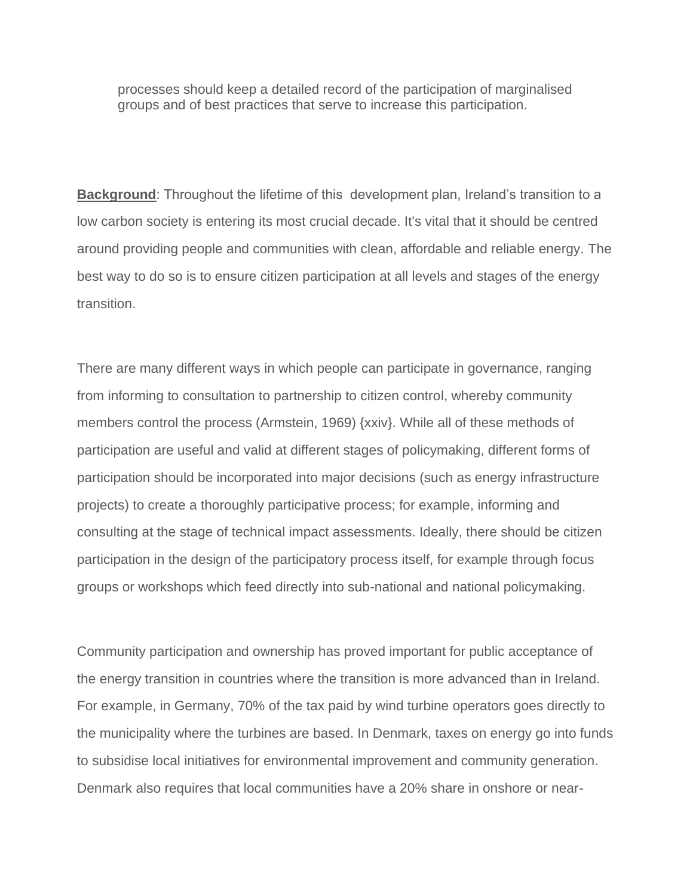processes should keep a detailed record of the participation of marginalised groups and of best practices that serve to increase this participation.

**Background**: Throughout the lifetime of this development plan, Ireland's transition to a low carbon society is entering its most crucial decade. It's vital that it should be centred around providing people and communities with clean, affordable and reliable energy. The best way to do so is to ensure citizen participation at all levels and stages of the energy transition.

There are many different ways in which people can participate in governance, ranging from informing to consultation to partnership to citizen control, whereby community members control the process (Armstein, 1969) {xxiv}. While all of these methods of participation are useful and valid at different stages of policymaking, different forms of participation should be incorporated into major decisions (such as energy infrastructure projects) to create a thoroughly participative process; for example, informing and consulting at the stage of technical impact assessments. Ideally, there should be citizen participation in the design of the participatory process itself, for example through focus groups or workshops which feed directly into sub-national and national policymaking.

Community participation and ownership has proved important for public acceptance of the energy transition in countries where the transition is more advanced than in Ireland. For example, in Germany, 70% of the tax paid by wind turbine operators goes directly to the municipality where the turbines are based. In Denmark, taxes on energy go into funds to subsidise local initiatives for environmental improvement and community generation. Denmark also requires that local communities have a 20% share in onshore or near-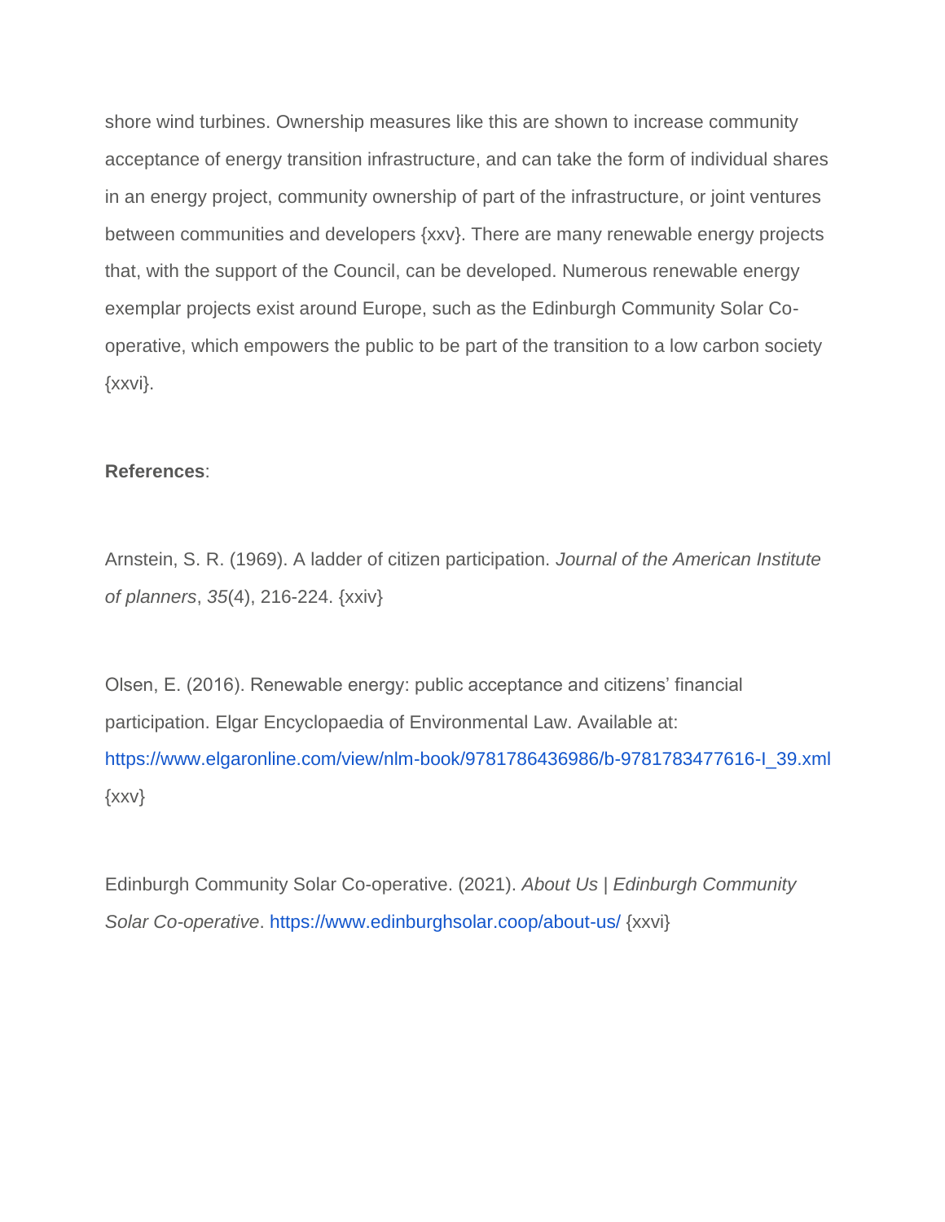shore wind turbines. Ownership measures like this are shown to increase community acceptance of energy transition infrastructure, and can take the form of individual shares in an energy project, community ownership of part of the infrastructure, or joint ventures between communities and developers {xxv}. There are many renewable energy projects that, with the support of the Council, can be developed. Numerous renewable energy exemplar projects exist around Europe, such as the Edinburgh Community Solar Co-operative, which empowers the public to be part of the transition to a low carbon society {xxvi}.

**References**:

Arnstein, S. R. (1969). A ladder of citizen participation. *Journal of the American Institute of planners*, *35*(4), 216-224. {xxiv}

Olsen, E. (2016). Renewable energy: public acceptance and citizens' financial participation. Elgar Encyclopaedia of Environmental Law. Available at: https://www.elgaronline.com/view/nlm-book/9781786436986/b-9781783477616-I_39.xml {xxv}

Edinburgh Community Solar Co-operative. (2021). *About Us | Edinburgh Community Solar Co-operative*. https://www.edinburghsolar.coop/about-us/ {xxvi}